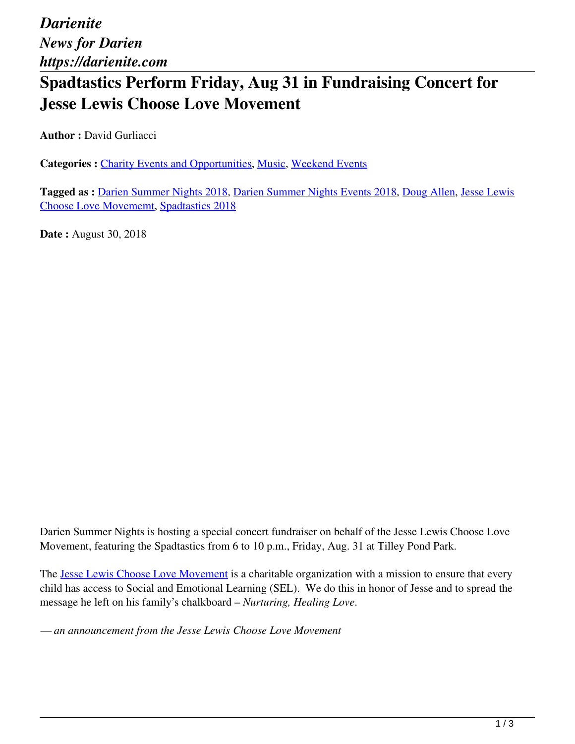*Darienite*
*News for Darien*
*https://darienite.com*

# Spadtastics Perform Friday, Aug 31 in Fundraising Concert for Jesse Lewis Choose Love Movement

**Author :** David Gurliacci

**Categories :** Charity Events and Opportunities, Music, Weekend Events

**Tagged as :** Darien Summer Nights 2018, Darien Summer Nights Events 2018, Doug Allen, Jesse Lewis Choose Love Movememt, Spadtastics 2018

**Date :** August 30, 2018

Darien Summer Nights is hosting a special concert fundraiser on behalf of the Jesse Lewis Choose Love Movement, featuring the Spadtastics from 6 to 10 p.m., Friday, Aug. 31 at Tilley Pond Park.

The Jesse Lewis Choose Love Movement is a charitable organization with a mission to ensure that every child has access to Social and Emotional Learning (SEL). We do this in honor of Jesse and to spread the message he left on his family's chalkboard – *Nurturing, Healing Love*.

*— an announcement from the Jesse Lewis Choose Love Movement*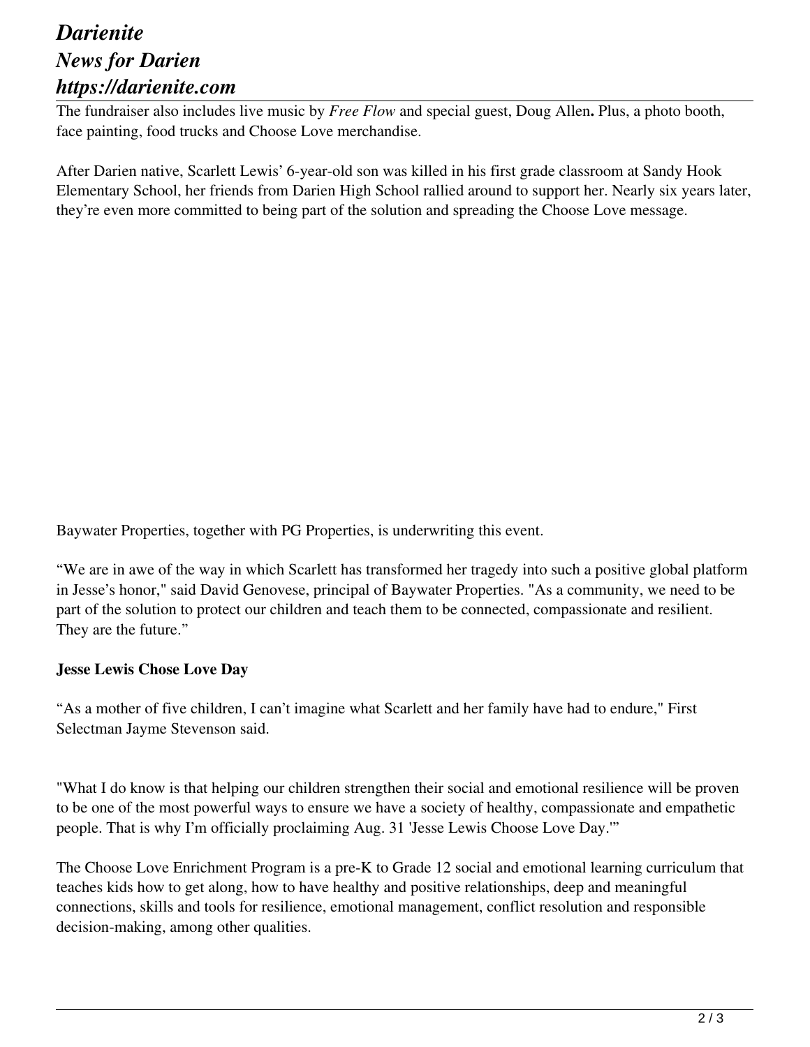The fundraiser also includes live music by *Free Flow* and special guest, Doug Allen**.** Plus, a photo booth, face painting, food trucks and Choose Love merchandise.

After Darien native, Scarlett Lewis' 6-year-old son was killed in his first grade classroom at Sandy Hook Elementary School, her friends from Darien High School rallied around to support her. Nearly six years later, they're even more committed to being part of the solution and spreading the Choose Love message.

Baywater Properties, together with PG Properties, is underwriting this event.

"We are in awe of the way in which Scarlett has transformed her tragedy into such a positive global platform in Jesse's honor," said David Genovese, principal of Baywater Properties. "As a community, we need to be part of the solution to protect our children and teach them to be connected, compassionate and resilient. They are the future."

**Jesse Lewis Chose Love Day**

"As a mother of five children, I can't imagine what Scarlett and her family have had to endure," First Selectman Jayme Stevenson said.

"What I do know is that helping our children strengthen their social and emotional resilience will be proven to be one of the most powerful ways to ensure we have a society of healthy, compassionate and empathetic people. That is why I'm officially proclaiming Aug. 31 'Jesse Lewis Choose Love Day.'"

The Choose Love Enrichment Program is a pre-K to Grade 12 social and emotional learning curriculum that teaches kids how to get along, how to have healthy and positive relationships, deep and meaningful connections, skills and tools for resilience, emotional management, conflict resolution and responsible decision-making, among other qualities.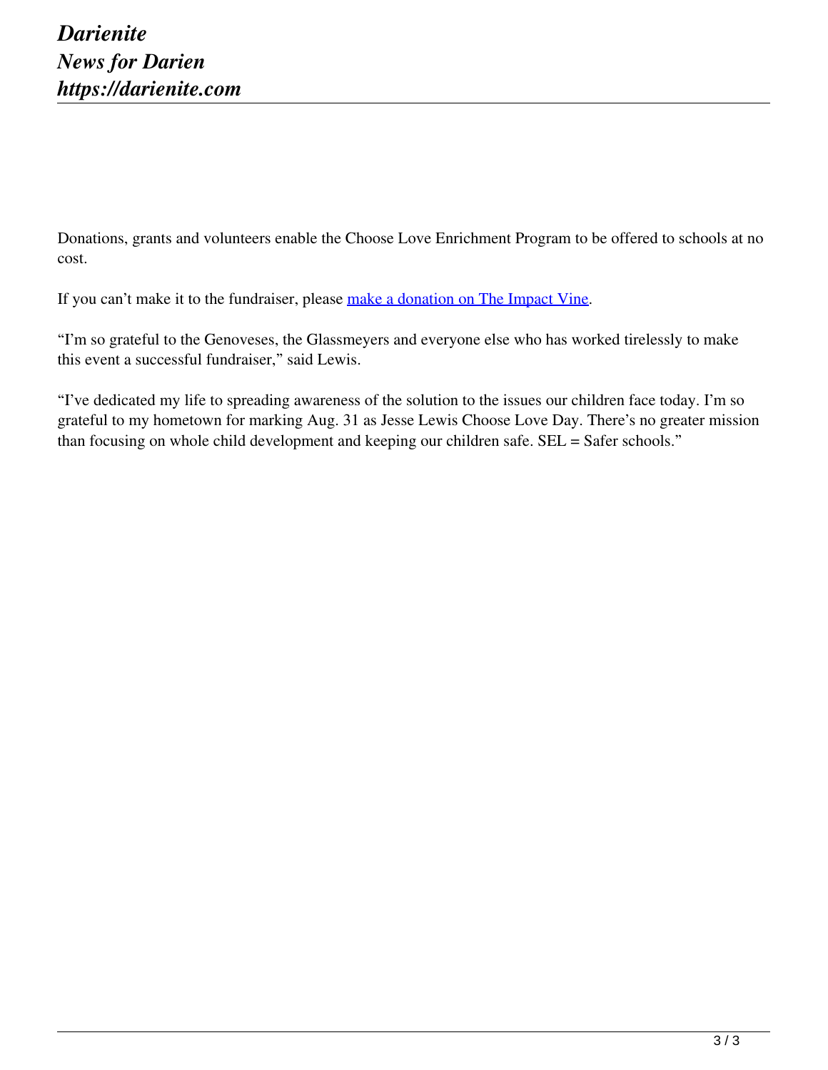Donations, grants and volunteers enable the Choose Love Enrichment Program to be offered to schools at no cost.

If you can't make it to the fundraiser, please [make a donation on The Impact Vine](#).

"I'm so grateful to the Genoveses, the Glassmeyers and everyone else who has worked tirelessly to make this event a successful fundraiser," said Lewis.

"I've dedicated my life to spreading awareness of the solution to the issues our children face today. I'm so grateful to my hometown for marking Aug. 31 as Jesse Lewis Choose Love Day. There's no greater mission than focusing on whole child development and keeping our children safe. SEL = Safer schools."